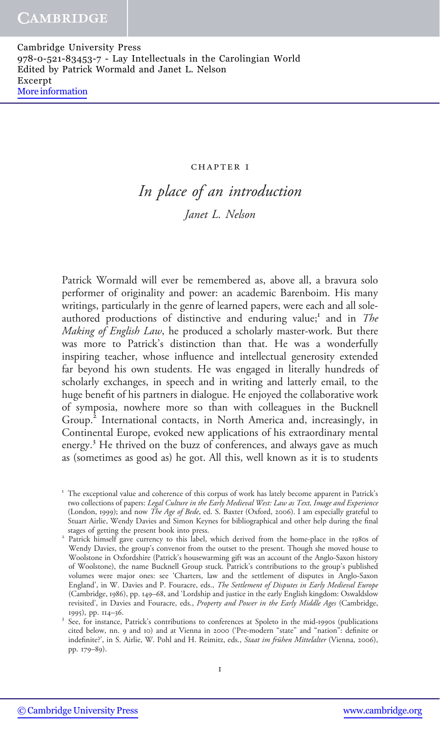CHAPTER 1

# *In place of an introduction*

*Janet L. Nelson*

Patrick Wormald will ever be remembered as, above all, a bravura solo performer of originality and power: an academic Barenboim. His many writings, particularly in the genre of learned papers, were each and all sole-authored productions of distinctive and enduring value;[1] and in *The Making of English Law*, he produced a scholarly master-work. But there was more to Patrick's distinction than that. He was a wonderfully inspiring teacher, whose influence and intellectual generosity extended far beyond his own students. He was engaged in literally hundreds of scholarly exchanges, in speech and in writing and latterly email, to the huge benefit of his partners in dialogue. He enjoyed the collaborative work of symposia, nowhere more so than with colleagues in the Bucknell Group.[2] International contacts, in North America and, increasingly, in Continental Europe, evoked new applications of his extraordinary mental energy.[3] He thrived on the buzz of conferences, and always gave as much as (sometimes as good as) he got. All this, well known as it is to students

---

[1] The exceptional value and coherence of this corpus of work has lately become apparent in Patrick's two collections of papers: *Legal Culture in the Early Medieval West: Law as Text, Image and Experience* (London, 1999); and now *The Age of Bede*, ed. S. Baxter (Oxford, 2006). I am especially grateful to Stuart Airlie, Wendy Davies and Simon Keynes for bibliographical and other help during the final stages of getting the present book into press.

[2] Patrick himself gave currency to this label, which derived from the home-place in the 1980s of Wendy Davies, the group's convenor from the outset to the present. Though she moved house to Woolstone in Oxfordshire (Patrick's housewarming gift was an account of the Anglo-Saxon history of Woolstone), the name Bucknell Group stuck. Patrick's contributions to the group's published volumes were major ones: see 'Charters, law and the settlement of disputes in Anglo-Saxon England', in W. Davies and P. Fouracre, eds., *The Settlement of Disputes in Early Medieval Europe* (Cambridge, 1986), pp. 149–68, and 'Lordship and justice in the early English kingdom: Oswaldslow revisited', in Davies and Fouracre, eds., *Property and Power in the Early Middle Ages* (Cambridge, 1995), pp. 114–36.

[3] See, for instance, Patrick's contributions to conferences at Spoleto in the mid-1990s (publications cited below, nn. 9 and 10) and at Vienna in 2000 ('Pre-modern "state" and "nation": definite or indefinite?', in S. Airlie, W. Pohl and H. Reimitz, eds., *Staat im frühen Mittelalter* (Vienna, 2006), pp. 179–89).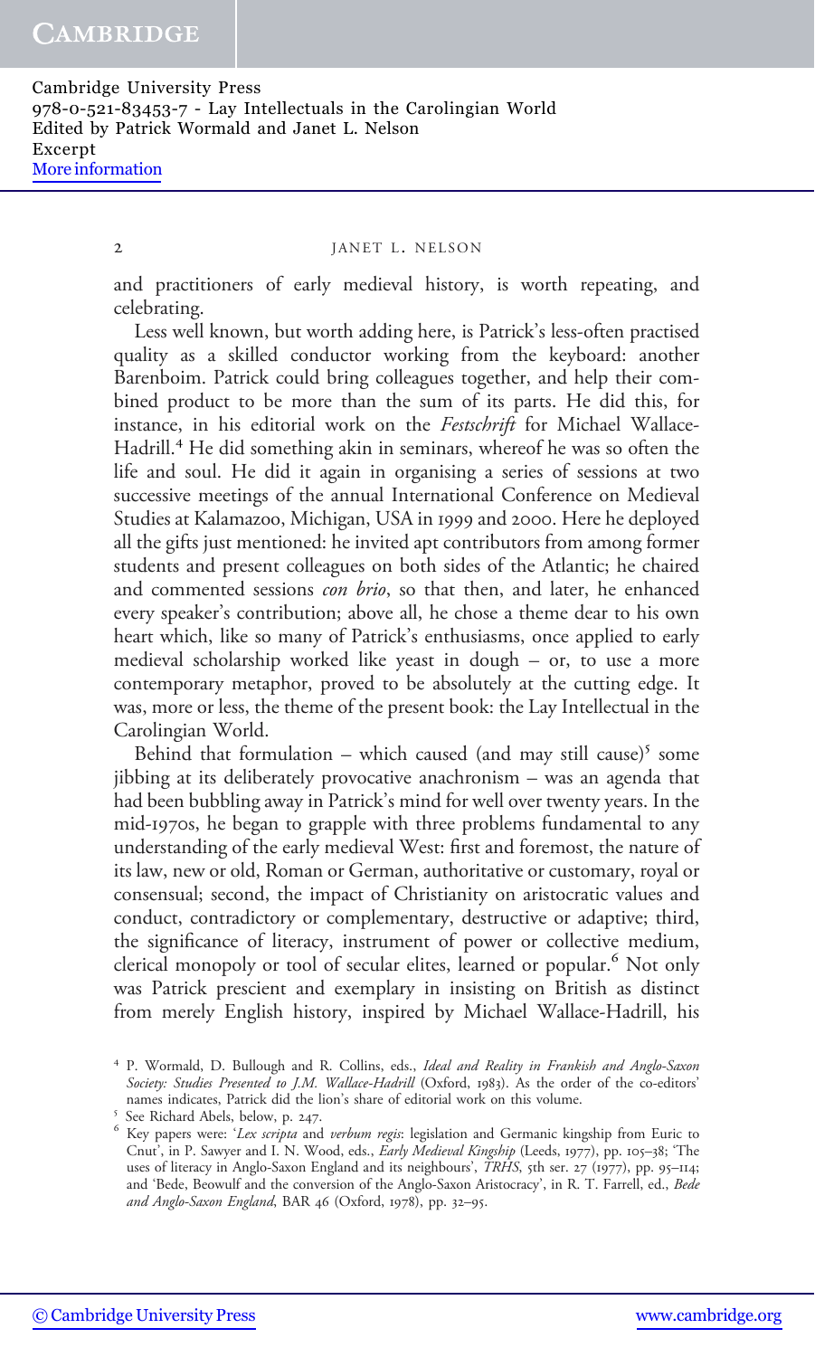and practitioners of early medieval history, is worth repeating, and celebrating.

Less well known, but worth adding here, is Patrick's less-often practised quality as a skilled conductor working from the keyboard: another Barenboim. Patrick could bring colleagues together, and help their combined product to be more than the sum of its parts. He did this, for instance, in his editorial work on the *Festschrift* for Michael Wallace-Hadrill.[4] He did something akin in seminars, whereof he was so often the life and soul. He did it again in organising a series of sessions at two successive meetings of the annual International Conference on Medieval Studies at Kalamazoo, Michigan, USA in 1999 and 2000. Here he deployed all the gifts just mentioned: he invited apt contributors from among former students and present colleagues on both sides of the Atlantic; he chaired and commented sessions *con brio*, so that then, and later, he enhanced every speaker's contribution; above all, he chose a theme dear to his own heart which, like so many of Patrick's enthusiasms, once applied to early medieval scholarship worked like yeast in dough – or, to use a more contemporary metaphor, proved to be absolutely at the cutting edge. It was, more or less, the theme of the present book: the Lay Intellectual in the Carolingian World.

Behind that formulation – which caused (and may still cause)[5] some jibbing at its deliberately provocative anachronism – was an agenda that had been bubbling away in Patrick's mind for well over twenty years. In the mid-1970s, he began to grapple with three problems fundamental to any understanding of the early medieval West: first and foremost, the nature of its law, new or old, Roman or German, authoritative or customary, royal or consensual; second, the impact of Christianity on aristocratic values and conduct, contradictory or complementary, destructive or adaptive; third, the significance of literacy, instrument of power or collective medium, clerical monopoly or tool of secular elites, learned or popular.[6] Not only was Patrick prescient and exemplary in insisting on British as distinct from merely English history, inspired by Michael Wallace-Hadrill, his

[4] P. Wormald, D. Bullough and R. Collins, eds., *Ideal and Reality in Frankish and Anglo-Saxon Society: Studies Presented to J.M. Wallace-Hadrill* (Oxford, 1983). As the order of the co-editors' names indicates, Patrick did the lion's share of editorial work on this volume.

[5] See Richard Abels, below, p. 247.

[6] Key papers were: '*Lex scripta* and *verbum regis*: legislation and Germanic kingship from Euric to Cnut', in P. Sawyer and I. N. Wood, eds., *Early Medieval Kingship* (Leeds, 1977), pp. 105–38; 'The uses of literacy in Anglo-Saxon England and its neighbours', *TRHS*, 5th ser. 27 (1977), pp. 95–114; and 'Bede, Beowulf and the conversion of the Anglo-Saxon Aristocracy', in R. T. Farrell, ed., *Bede and Anglo-Saxon England*, BAR 46 (Oxford, 1978), pp. 32–95.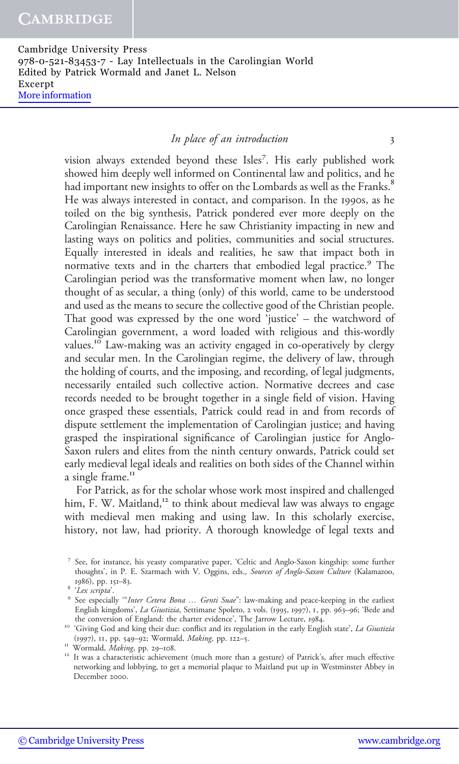vision always extended beyond these Isles[7]. His early published work showed him deeply well informed on Continental law and politics, and he had important new insights to offer on the Lombards as well as the Franks.[8] He was always interested in contact, and comparison. In the 1990s, as he toiled on the big synthesis, Patrick pondered ever more deeply on the Carolingian Renaissance. Here he saw Christianity impacting in new and lasting ways on politics and polities, communities and social structures. Equally interested in ideals and realities, he saw that impact both in normative texts and in the charters that embodied legal practice.[9] The Carolingian period was the transformative moment when law, no longer thought of as secular, a thing (only) of this world, came to be understood and used as the means to secure the collective good of the Christian people. That good was expressed by the one word 'justice' – the watchword of Carolingian government, a word loaded with religious and this-wordly values.[10] Law-making was an activity engaged in co-operatively by clergy and secular men. In the Carolingian regime, the delivery of law, through the holding of courts, and the imposing, and recording, of legal judgments, necessarily entailed such collective action. Normative decrees and case records needed to be brought together in a single field of vision. Having once grasped these essentials, Patrick could read in and from records of dispute settlement the implementation of Carolingian justice; and having grasped the inspirational significance of Carolingian justice for Anglo-Saxon rulers and elites from the ninth century onwards, Patrick could set early medieval legal ideals and realities on both sides of the Channel within a single frame.[11]

For Patrick, as for the scholar whose work most inspired and challenged him, F. W. Maitland,[12] to think about medieval law was always to engage with medieval men making and using law. In this scholarly exercise, history, not law, had priority. A thorough knowledge of legal texts and

---

[7] See, for instance, his yeasty comparative paper, 'Celtic and Anglo-Saxon kingship: some further thoughts', in P. E. Szarmach with V. Oggins, eds., *Sources of Anglo-Saxon Culture* (Kalamazoo, 1986), pp. 151–83.

[8] '*Lex scripta*'.

[9] See especially '"*Inter Cetera Bona ... Genti Suae*": law-making and peace-keeping in the earliest English kingdoms', *La Giustizia*, Settimane Spoleto, 2 vols. (1995, 1997), I, pp. 963–96; 'Bede and the conversion of England: the charter evidence', The Jarrow Lecture, 1984.

[10] 'Giving God and king their due: conflict and its regulation in the early English state', *La Giustizia* (1997), II, pp. 549–92; Wormald, *Making*, pp. 122–5.

[11] Wormald, *Making*, pp. 29–108.

[12] It was a characteristic achievement (much more than a gesture) of Patrick's, after much effective networking and lobbying, to get a memorial plaque to Maitland put up in Westminster Abbey in December 2000.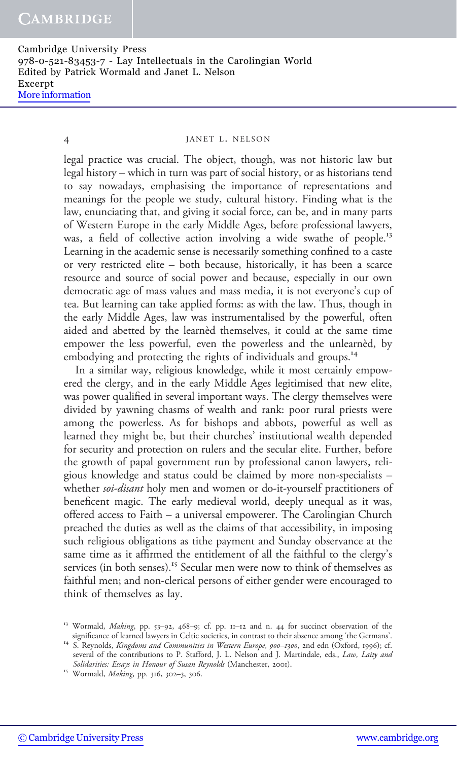legal practice was crucial. The object, though, was not historic law but legal history – which in turn was part of social history, or as historians tend to say nowadays, emphasising the importance of representations and meanings for the people we study, cultural history. Finding what is the law, enunciating that, and giving it social force, can be, and in many parts of Western Europe in the early Middle Ages, before professional lawyers, was, a field of collective action involving a wide swathe of people.[13] Learning in the academic sense is necessarily something confined to a caste or very restricted elite – both because, historically, it has been a scarce resource and source of social power and because, especially in our own democratic age of mass values and mass media, it is not everyone's cup of tea. But learning can take applied forms: as with the law. Thus, though in the early Middle Ages, law was instrumentalised by the powerful, often aided and abetted by the learnèd themselves, it could at the same time empower the less powerful, even the powerless and the unlearnèd, by embodying and protecting the rights of individuals and groups.[14]

In a similar way, religious knowledge, while it most certainly empowered the clergy, and in the early Middle Ages legitimised that new elite, was power qualified in several important ways. The clergy themselves were divided by yawning chasms of wealth and rank: poor rural priests were among the powerless. As for bishops and abbots, powerful as well as learned they might be, but their churches' institutional wealth depended for security and protection on rulers and the secular elite. Further, before the growth of papal government run by professional canon lawyers, religious knowledge and status could be claimed by more non-specialists – whether *soi-disant* holy men and women or do-it-yourself practitioners of beneficent magic. The early medieval world, deeply unequal as it was, offered access to Faith – a universal empowerer. The Carolingian Church preached the duties as well as the claims of that accessibility, in imposing such religious obligations as tithe payment and Sunday observance at the same time as it affirmed the entitlement of all the faithful to the clergy's services (in both senses).[15] Secular men were now to think of themselves as faithful men; and non-clerical persons of either gender were encouraged to think of themselves as lay.

---

[13] Wormald, *Making*, pp. 53–92, 468–9; cf. pp. 11–12 and n. 44 for succinct observation of the significance of learned lawyers in Celtic societies, in contrast to their absence among 'the Germans'.

[14] S. Reynolds, *Kingdoms and Communities in Western Europe, 900–1300*, 2nd edn (Oxford, 1996); cf. several of the contributions to P. Stafford, J. L. Nelson and J. Martindale, eds., *Law, Laity and Solidarities: Essays in Honour of Susan Reynolds* (Manchester, 2001).

[15] Wormald, *Making*, pp. 316, 302–3, 306.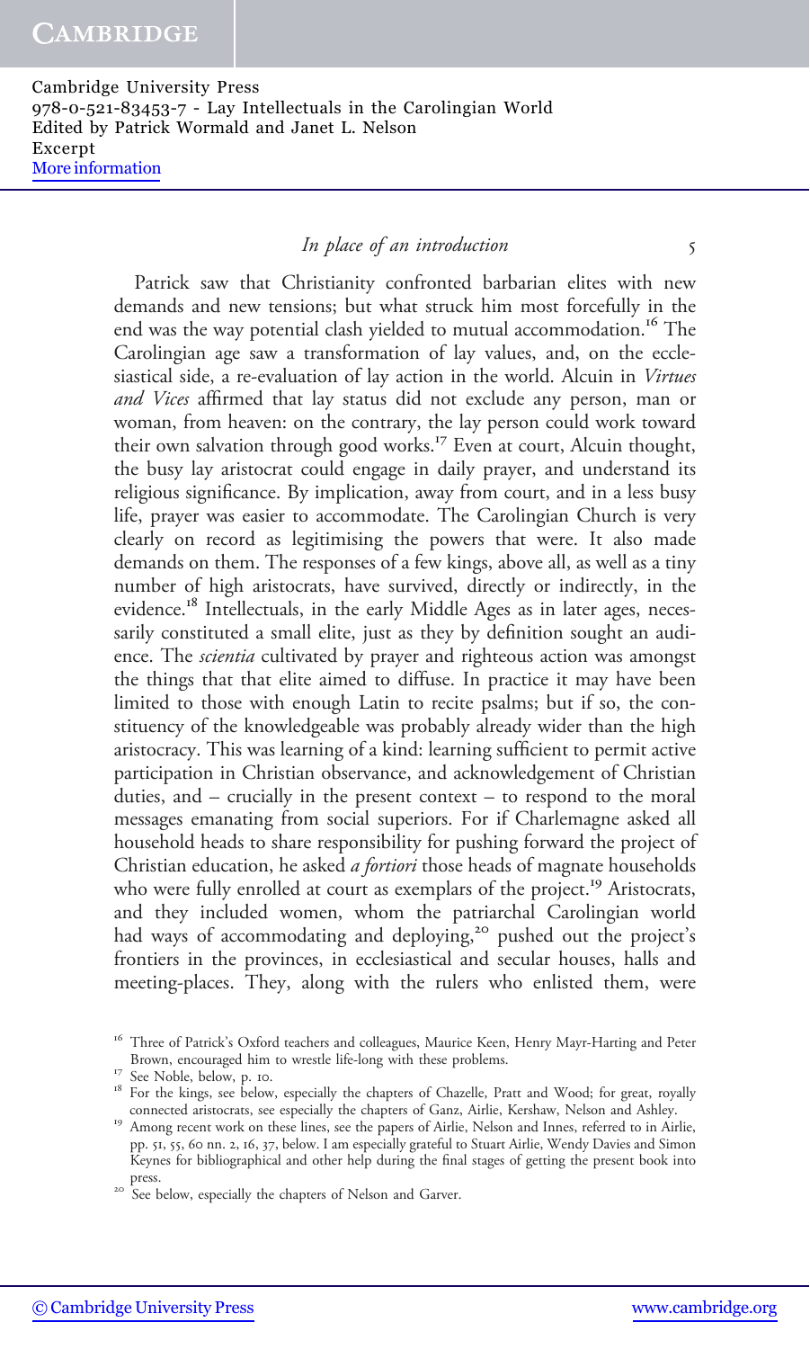Patrick saw that Christianity confronted barbarian elites with new demands and new tensions; but what struck him most forcefully in the end was the way potential clash yielded to mutual accommodation.[16] The Carolingian age saw a transformation of lay values, and, on the ecclesiastical side, a re-evaluation of lay action in the world. Alcuin in *Virtues and Vices* affirmed that lay status did not exclude any person, man or woman, from heaven: on the contrary, the lay person could work toward their own salvation through good works.[17] Even at court, Alcuin thought, the busy lay aristocrat could engage in daily prayer, and understand its religious significance. By implication, away from court, and in a less busy life, prayer was easier to accommodate. The Carolingian Church is very clearly on record as legitimising the powers that were. It also made demands on them. The responses of a few kings, above all, as well as a tiny number of high aristocrats, have survived, directly or indirectly, in the evidence.[18] Intellectuals, in the early Middle Ages as in later ages, necessarily constituted a small elite, just as they by definition sought an audience. The *scientia* cultivated by prayer and righteous action was amongst the things that that elite aimed to diffuse. In practice it may have been limited to those with enough Latin to recite psalms; but if so, the constituency of the knowledgeable was probably already wider than the high aristocracy. This was learning of a kind: learning sufficient to permit active participation in Christian observance, and acknowledgement of Christian duties, and – crucially in the present context – to respond to the moral messages emanating from social superiors. For if Charlemagne asked all household heads to share responsibility for pushing forward the project of Christian education, he asked *a fortiori* those heads of magnate households who were fully enrolled at court as exemplars of the project.[19] Aristocrats, and they included women, whom the patriarchal Carolingian world had ways of accommodating and deploying,[20] pushed out the project's frontiers in the provinces, in ecclesiastical and secular houses, halls and meeting-places. They, along with the rulers who enlisted them, were

[16] Three of Patrick's Oxford teachers and colleagues, Maurice Keen, Henry Mayr-Harting and Peter Brown, encouraged him to wrestle life-long with these problems.

[17] See Noble, below, p. 10.

[18] For the kings, see below, especially the chapters of Chazelle, Pratt and Wood; for great, royally connected aristocrats, see especially the chapters of Ganz, Airlie, Kershaw, Nelson and Ashley.

[19] Among recent work on these lines, see the papers of Airlie, Nelson and Innes, referred to in Airlie, pp. 51, 55, 60 nn. 2, 16, 37, below. I am especially grateful to Stuart Airlie, Wendy Davies and Simon Keynes for bibliographical and other help during the final stages of getting the present book into press.

[20] See below, especially the chapters of Nelson and Garver.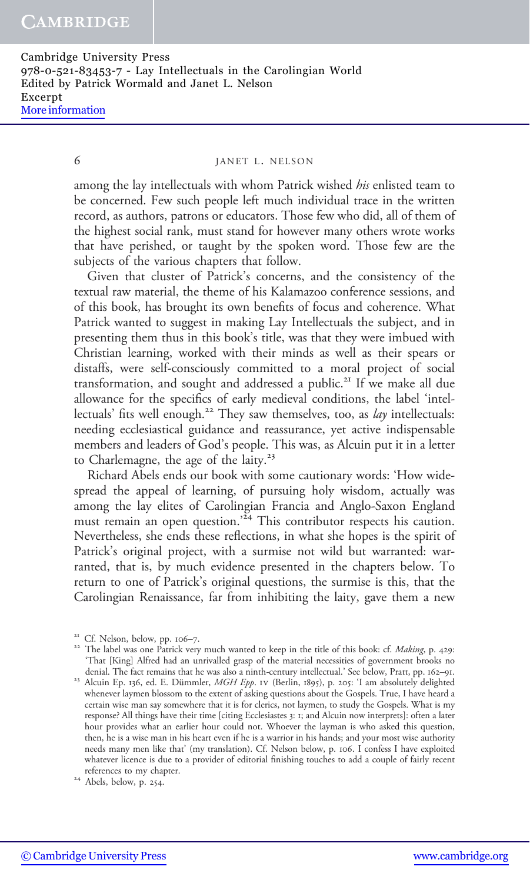among the lay intellectuals with whom Patrick wished *his* enlisted team to be concerned. Few such people left much individual trace in the written record, as authors, patrons or educators. Those few who did, all of them of the highest social rank, must stand for however many others wrote works that have perished, or taught by the spoken word. Those few are the subjects of the various chapters that follow.

Given that cluster of Patrick's concerns, and the consistency of the textual raw material, the theme of his Kalamazoo conference sessions, and of this book, has brought its own benefits of focus and coherence. What Patrick wanted to suggest in making Lay Intellectuals the subject, and in presenting them thus in this book's title, was that they were imbued with Christian learning, worked with their minds as well as their spears or distaffs, were self-consciously committed to a moral project of social transformation, and sought and addressed a public.[21] If we make all due allowance for the specifics of early medieval conditions, the label 'intellectuals' fits well enough.[22] They saw themselves, too, as *lay* intellectuals: needing ecclesiastical guidance and reassurance, yet active indispensable members and leaders of God's people. This was, as Alcuin put it in a letter to Charlemagne, the age of the laity.[23]

Richard Abels ends our book with some cautionary words: 'How widespread the appeal of learning, of pursuing holy wisdom, actually was among the lay elites of Carolingian Francia and Anglo-Saxon England must remain an open question.'[24] This contributor respects his caution. Nevertheless, she ends these reflections, in what she hopes is the spirit of Patrick's original project, with a surmise not wild but warranted: warranted, that is, by much evidence presented in the chapters below. To return to one of Patrick's original questions, the surmise is this, that the Carolingian Renaissance, far from inhibiting the laity, gave them a new

[21] Cf. Nelson, below, pp. 106–7.

[22] The label was one Patrick very much wanted to keep in the title of this book: cf. *Making*, p. 429: 'That [King] Alfred had an unrivalled grasp of the material necessities of government brooks no denial. The fact remains that he was also a ninth-century intellectual.' See below, Pratt, pp. 162–91.

[23] Alcuin Ep. 136, ed. E. Dümmler, *MGH Epp*. IV (Berlin, 1895), p. 205: 'I am absolutely delighted whenever laymen blossom to the extent of asking questions about the Gospels. True, I have heard a certain wise man say somewhere that it is for clerics, not laymen, to study the Gospels. What is my response? All things have their time [citing Ecclesiastes 3: 1; and Alcuin now interprets]: often a later hour provides what an earlier hour could not. Whoever the layman is who asked this question, then, he is a wise man in his heart even if he is a warrior in his hands; and your most wise authority needs many men like that' (my translation). Cf. Nelson below, p. 106. I confess I have exploited whatever licence is due to a provider of editorial finishing touches to add a couple of fairly recent references to my chapter.

[24] Abels, below, p. 254.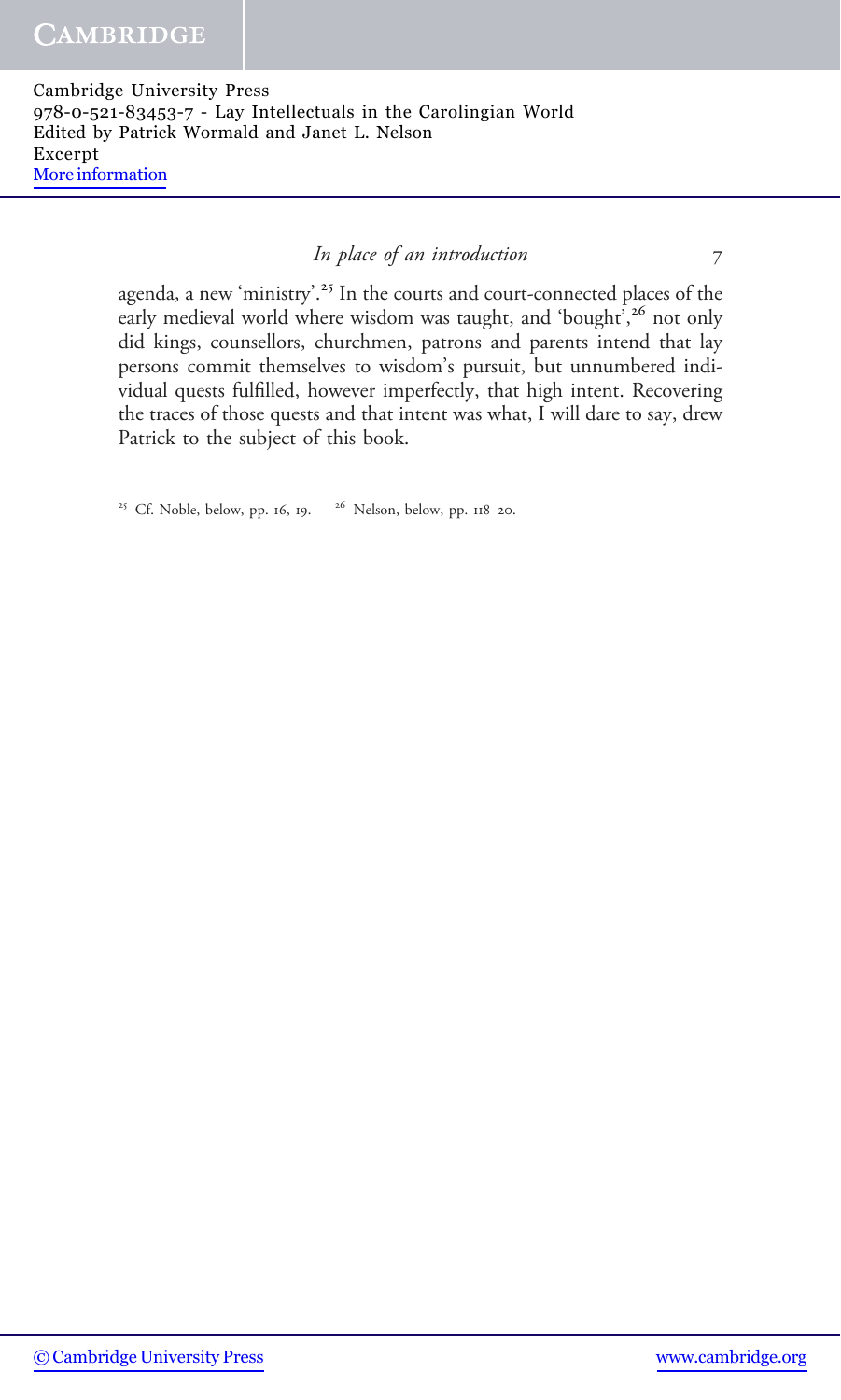agenda, a new 'ministry'.[25] In the courts and court-connected places of the early medieval world where wisdom was taught, and 'bought',[26] not only did kings, counsellors, churchmen, patrons and parents intend that lay persons commit themselves to wisdom's pursuit, but unnumbered individual quests fulfilled, however imperfectly, that high intent. Recovering the traces of those quests and that intent was what, I will dare to say, drew Patrick to the subject of this book.

[25] Cf. Noble, below, pp. 16, 19.
[26] Nelson, below, pp. 118–20.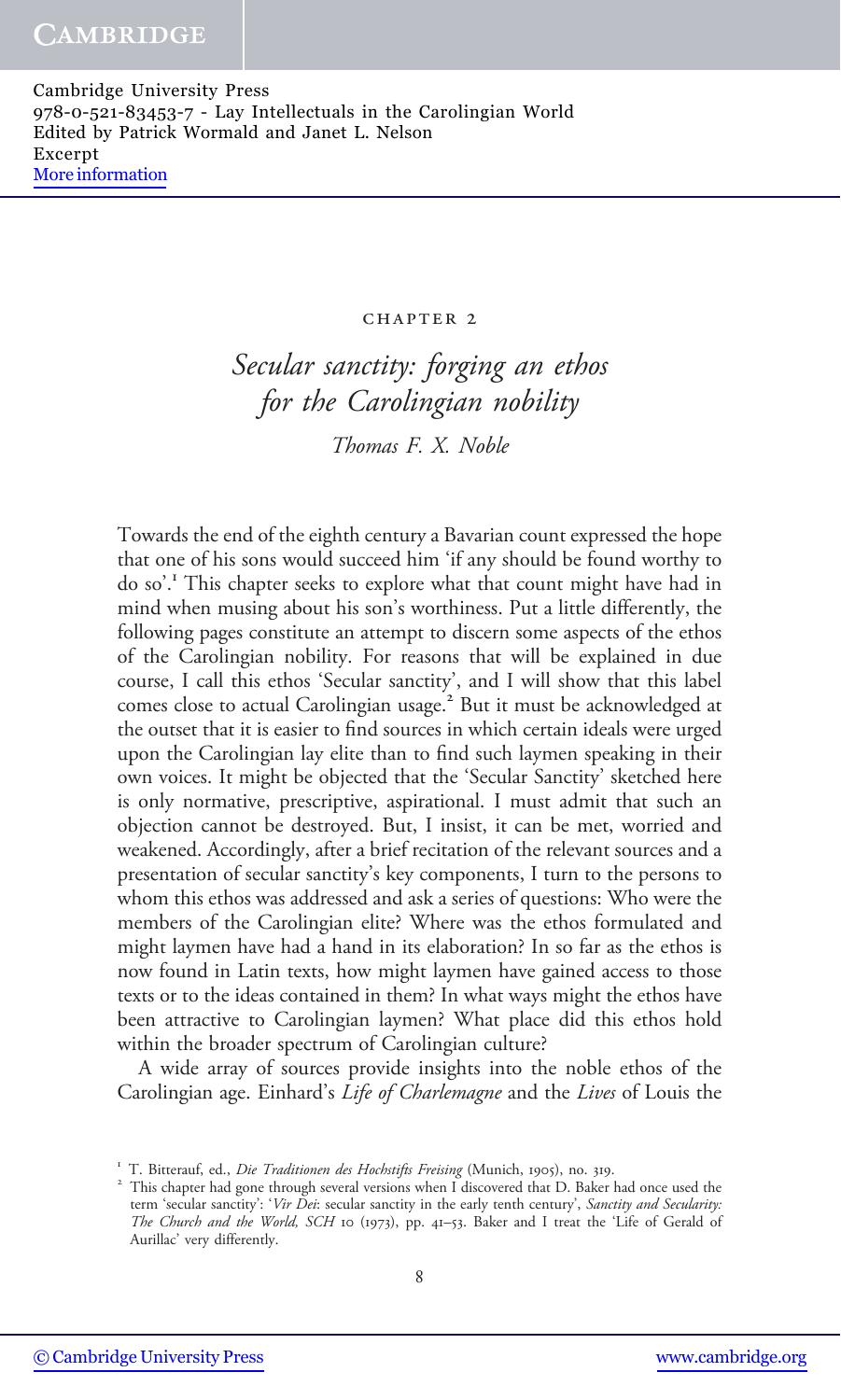CHAPTER 2

# *Secular sanctity: forging an ethos for the Carolingian nobility*

*Thomas F. X. Noble*

Towards the end of the eighth century a Bavarian count expressed the hope that one of his sons would succeed him 'if any should be found worthy to do so'.[1] This chapter seeks to explore what that count might have had in mind when musing about his son's worthiness. Put a little differently, the following pages constitute an attempt to discern some aspects of the ethos of the Carolingian nobility. For reasons that will be explained in due course, I call this ethos 'Secular sanctity', and I will show that this label comes close to actual Carolingian usage.[2] But it must be acknowledged at the outset that it is easier to find sources in which certain ideals were urged upon the Carolingian lay elite than to find such laymen speaking in their own voices. It might be objected that the 'Secular Sanctity' sketched here is only normative, prescriptive, aspirational. I must admit that such an objection cannot be destroyed. But, I insist, it can be met, worried and weakened. Accordingly, after a brief recitation of the relevant sources and a presentation of secular sanctity's key components, I turn to the persons to whom this ethos was addressed and ask a series of questions: Who were the members of the Carolingian elite? Where was the ethos formulated and might laymen have had a hand in its elaboration? In so far as the ethos is now found in Latin texts, how might laymen have gained access to those texts or to the ideas contained in them? In what ways might the ethos have been attractive to Carolingian laymen? What place did this ethos hold within the broader spectrum of Carolingian culture?

A wide array of sources provide insights into the noble ethos of the Carolingian age. Einhard's *Life of Charlemagne* and the *Lives* of Louis the

[1] T. Bitterauf, ed., *Die Traditionen des Hochstifts Freising* (Munich, 1905), no. 319.

[2] This chapter had gone through several versions when I discovered that D. Baker had once used the term 'secular sanctity': '*Vir Dei*: secular sanctity in the early tenth century', *Sanctity and Secularity: The Church and the World*, *SCH* 10 (1973), pp. 41–53. Baker and I treat the 'Life of Gerald of Aurillac' very differently.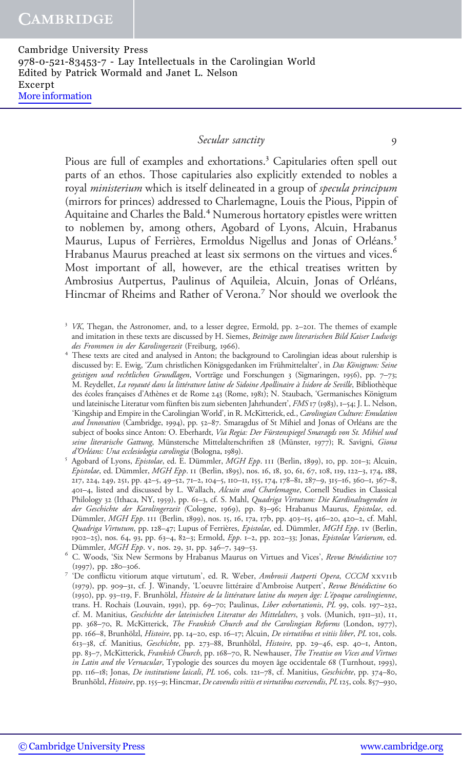Pious are full of examples and exhortations.[3] Capitularies often spell out parts of an ethos. Those capitularies also explicitly extended to nobles a royal *ministerium* which is itself delineated in a group of *specula principum* (mirrors for princes) addressed to Charlemagne, Louis the Pious, Pippin of Aquitaine and Charles the Bald.[4] Numerous hortatory epistles were written to noblemen by, among others, Agobard of Lyons, Alcuin, Hrabanus Maurus, Lupus of Ferrières, Ermoldus Nigellus and Jonas of Orléans.[5] Hrabanus Maurus preached at least six sermons on the virtues and vices.[6] Most important of all, however, are the ethical treatises written by Ambrosius Autpertus, Paulinus of Aquileia, Alcuin, Jonas of Orléans, Hincmar of Rheims and Rather of Verona.[7] Nor should we overlook the

[3] *VK*, Thegan, the Astronomer, and, to a lesser degree, Ermold, pp. 2–201. The themes of example and imitation in these texts are discussed by H. Siemes, *Beiträge zum literarischen Bild Kaiser Ludwigs des Frommen in der Karolingerzeit* (Freiburg, 1966).

[4] These texts are cited and analysed in Anton; the background to Carolingian ideas about rulership is discussed by: E. Ewig, 'Zum christlichen Königsgedanken im Frühmittelalter', in *Das Königtum: Seine geistigen und rechtlichen Grundlagen*, Vorträge und Forschungen 3 (Sigmaringen, 1956), pp. 7–73; M. Reydellet, *La royauté dans la littérature latine de Sidoine Apollinaire à Isidore de Seville*, Bibliothèque des écoles françaises d'Athènes et de Rome 243 (Rome, 1981); N. Staubach, 'Germanisches Königtum und lateinische Literatur vom fünften bis zum siebenten Jahrhundert', *FMS* 17 (1983), 1–54; J. L. Nelson, 'Kingship and Empire in the Carolingian World', in R. McKitterick, ed., *Carolingian Culture: Emulation and Innovation* (Cambridge, 1994), pp. 52–87. Smaragdus of St Mihiel and Jonas of Orléans are the subject of books since Anton: O. Eberhardt, *Via Regia: Der Fürstenspiegel Smaragds von St. Mihiel und seine literarische Gattung*, Münstersche Mittelalterschriften 28 (Münster, 1977); R. Savigni, *Giona d'Orléans: Una ecclesiologia carolingia* (Bologna, 1989).

[5] Agobard of Lyons, *Epistolae*, ed. E. Dümmler, *MGH Epp*. III (Berlin, 1899), 10, pp. 201–3; Alcuin, *Epistolae*, ed. Dümmler, *MGH Epp*. II (Berlin, 1895), nos. 16, 18, 30, 61, 67, 108, 119, 122–3, 174, 188, 217, 224, 249, 251, pp. 42–5, 49–52, 71–2, 104–5, 110–11, 155, 174, 178–81, 287–9, 315–16, 360–1, 367–8, 401–4, listed and discussed by L. Wallach, *Alcuin and Charlemagne*, Cornell Studies in Classical Philology 32 (Ithaca, NY, 1959), pp. 61–3, cf. S. Mahl, *Quadriga Virtutum: Die Kardinaltugenden in der Geschichte der Karolingerzeit* (Cologne, 1969), pp. 83–96; Hrabanus Maurus, *Epistolae*, ed. Dümmler, *MGH Epp*. III (Berlin, 1899), nos. 15, 16, 17a, 17b, pp. 403–15, 416–20, 420–2, cf. Mahl, *Quadriga Virtutum*, pp. 128–47; Lupus of Ferrières, *Epistolae*, ed. Dümmler, *MGH Epp*. IV (Berlin, 1902–25), nos. 64, 93, pp. 63–4, 82–3; Ermold, *Epp*. 1–2, pp. 202–33; Jonas, *Epistolae Variorum*, ed. Dümmler, *MGH Epp*. V, nos. 29, 31, pp. 346–7, 349–53.

[6] C. Woods, 'Six New Sermons by Hrabanus Maurus on Virtues and Vices', *Revue Bénédictine* 107 (1997), pp. 280–306.

[7] 'De conflictu vitiorum atque virtutum', ed. R. Weber, *Ambrosii Autperti Opera*, *CCCM* XXVIIb (1979), pp. 909–31, cf. J. Winandy, 'L'oeuvre littéraire d'Ambroise Autpert', *Revue Bénédictine* 60 (1950), pp. 93–119, F. Brunhölzl, *Histoire de la littérature latine du moyen âge: L'époque carolingienne*, trans. H. Rochais (Louvain, 1991), pp. 69–70; Paulinus, *Liber exhortationis*, *PL* 99, cols. 197–232, cf. M. Manitius, *Geschichte der lateinischen Literatur des Mittelalters*, 3 vols. (Munich, 1911–31), II, pp. 368–70, R. McKitterick, *The Frankish Church and the Carolingian Reforms* (London, 1977), pp. 166–8, Brunhölzl, *Histoire*, pp. 14–20, esp. 16–17; Alcuin, *De virtutibus et vitiis liber*, *PL* 101, cols. 613–38, cf. Manitius, *Geschichte*, pp. 273–88, Brunhölzl, *Histoire*, pp. 29–46, esp. 40–1, Anton, pp. 83–7, McKitterick, *Frankish Church*, pp. 168–70, R. Newhauser, *The Treatise on Vices and Virtues in Latin and the Vernacular*, Typologie des sources du moyen âge occidentale 68 (Turnhout, 1993), pp. 116–18; Jonas, *De institutione laicali*, *PL* 106, cols. 121–78, cf. Manitius, *Geschichte*, pp. 374–80, Brunhölzl, *Histoire*, pp. 155–9; Hincmar, *De cavendis vitiis et virtutibus exercendis*, *PL* 125, cols. 857–930,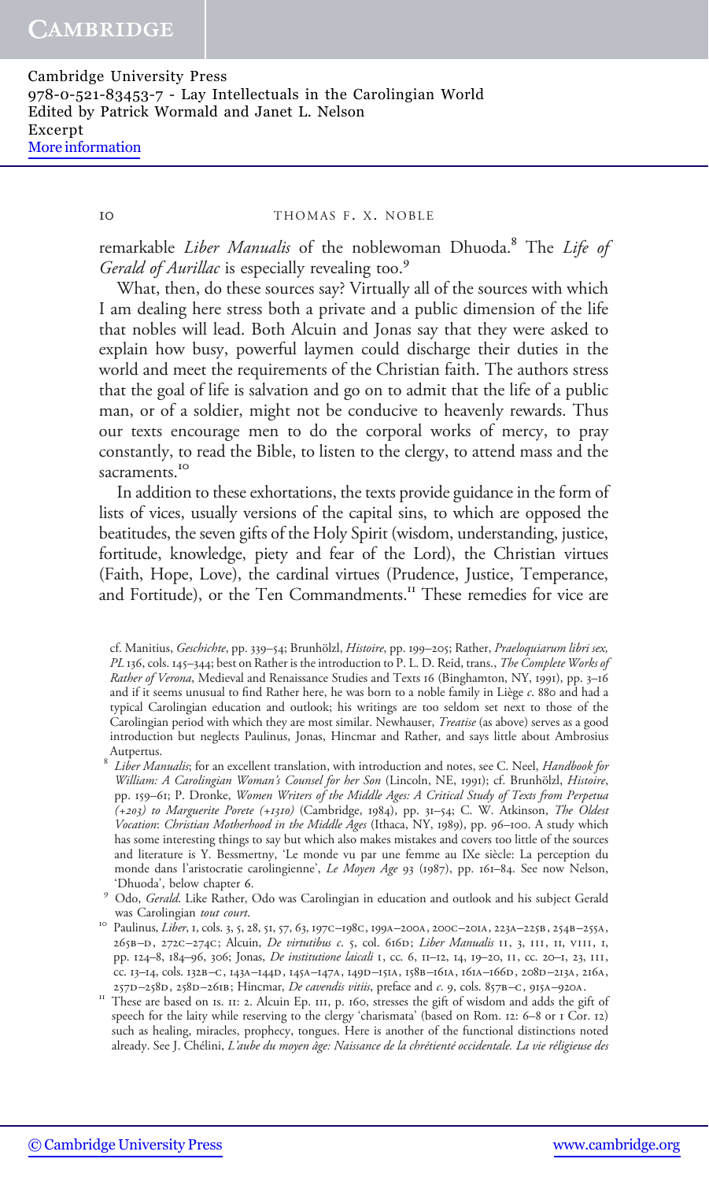remarkable *Liber Manualis* of the noblewoman Dhuoda.[8] The *Life of Gerald of Aurillac* is especially revealing too.[9]

What, then, do these sources say? Virtually all of the sources with which I am dealing here stress both a private and a public dimension of the life that nobles will lead. Both Alcuin and Jonas say that they were asked to explain how busy, powerful laymen could discharge their duties in the world and meet the requirements of the Christian faith. The authors stress that the goal of life is salvation and go on to admit that the life of a public man, or of a soldier, might not be conducive to heavenly rewards. Thus our texts encourage men to do the corporal works of mercy, to pray constantly, to read the Bible, to listen to the clergy, to attend mass and the sacraments.[10]

In addition to these exhortations, the texts provide guidance in the form of lists of vices, usually versions of the capital sins, to which are opposed the beatitudes, the seven gifts of the Holy Spirit (wisdom, understanding, justice, fortitude, knowledge, piety and fear of the Lord), the Christian virtues (Faith, Hope, Love), the cardinal virtues (Prudence, Justice, Temperance, and Fortitude), or the Ten Commandments.[11] These remedies for vice are

cf. Manitius, *Geschichte*, pp. 339–54; Brunhölzl, *Histoire*, pp. 199–205; Rather, *Praeloquiarum libri sex, PL* 136, cols. 145–344; best on Rather is the introduction to P. L. D. Reid, trans., *The Complete Works of Rather of Verona*, Medieval and Renaissance Studies and Texts 16 (Binghamton, NY, 1991), pp. 3–16 and if it seems unusual to find Rather here, he was born to a noble family in Liège *c.* 880 and had a typical Carolingian education and outlook; his writings are too seldom set next to those of the Carolingian period with which they are most similar. Newhauser, *Treatise* (as above) serves as a good introduction but neglects Paulinus, Jonas, Hincmar and Rather, and says little about Ambrosius Autpertus.

[8] *Liber Manualis*; for an excellent translation, with introduction and notes, see C. Neel, *Handbook for William: A Carolingian Woman's Counsel for her Son* (Lincoln, NE, 1991); cf. Brunhölzl, *Histoire*, pp. 159–61; P. Dronke, *Women Writers of the Middle Ages: A Critical Study of Texts from Perpetua (+203) to Marguerite Porete (+1310)* (Cambridge, 1984), pp. 31–54; C. W. Atkinson, *The Oldest Vocation: Christian Motherhood in the Middle Ages* (Ithaca, NY, 1989), pp. 96–100. A study which has some interesting things to say but which also makes mistakes and covers too little of the sources and literature is Y. Bessmertny, 'Le monde vu par une femme au IXe siècle: La perception du monde dans l'aristocratie carolingienne', *Le Moyen Age* 93 (1987), pp. 161–84. See now Nelson, 'Dhuoda', below chapter 6.

[9] Odo, *Gerald*. Like Rather, Odo was Carolingian in education and outlook and his subject Gerald was Carolingian *tout court*.

[10] Paulinus, *Liber*, 1, cols. 3, 5, 28, 51, 57, 63, 197C–198C, 199A–200A, 200C–201A, 223A–225B, 254B–255A, 265B–D, 272C–274C; Alcuin, *De virtutibus c.* 5, col. 616D; *Liber Manualis* II, 3, III, II, VIII, I, pp. 124–8, 184–96, 306; Jonas, *De institutione laicali* I, cc. 6, 11–12, 14, 19–20, II, cc. 20–1, 23, III, cc. 13–14, cols. 132B–C, 143A–144D, 145A–147A, 149D–151A, 158B–161A, 161A–166D, 208D–213A, 216A, 257D–258D, 258D–261B; Hincmar, *De cavendis vitiis*, preface and *c.* 9, cols. 857B–C, 915A–920A.

[11] These are based on Is. II: 2. Alcuin Ep. III, p. 160, stresses the gift of wisdom and adds the gift of speech for the laity while reserving to the clergy 'charismata' (based on Rom. 12: 6–8 or I Cor. 12) such as healing, miracles, prophecy, tongues. Here is another of the functional distinctions noted already. See J. Chélini, *L'aube du moyen âge: Naissance de la chrétienté occidentale. La vie réligieuse des*